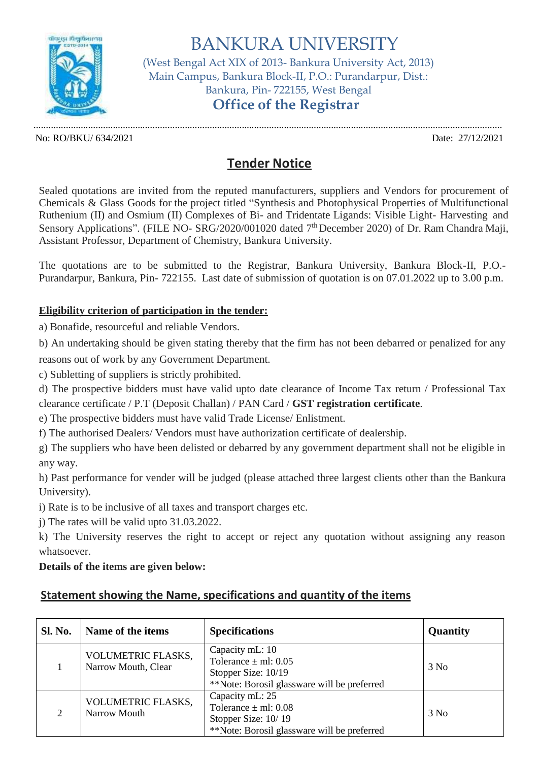# BANKURA UNIVERSITY

(West Bengal Act XIX of 2013- Bankura University Act, 2013)
Main Campus, Bankura Block-II, P.O.: Purandarpur, Dist.: Bankura, Pin- 722155, West Bengal

## Office of the Registrar

No: RO/BKU/ 634/2021 Date: 27/12/2021

## Tender Notice

Sealed quotations are invited from the reputed manufacturers, suppliers and Vendors for procurement of Chemicals & Glass Goods for the project titled "Synthesis and Photophysical Properties of Multifunctional Ruthenium (II) and Osmium (II) Complexes of Bi- and Tridentate Ligands: Visible Light- Harvesting and Sensory Applications". (FILE NO- SRG/2020/001020 dated 7th December 2020) of Dr. Ram Chandra Maji, Assistant Professor, Department of Chemistry, Bankura University.

The quotations are to be submitted to the Registrar, Bankura University, Bankura Block-II, P.O.- Purandarpur, Bankura, Pin- 722155. Last date of submission of quotation is on 07.01.2022 up to 3.00 p.m.

**Eligibility criterion of participation in the tender:**

a) Bonafide, resourceful and reliable Vendors.

b) An undertaking should be given stating thereby that the firm has not been debarred or penalized for any reasons out of work by any Government Department.

c) Subletting of suppliers is strictly prohibited.

d) The prospective bidders must have valid upto date clearance of Income Tax return / Professional Tax clearance certificate / P.T (Deposit Challan) / PAN Card / **GST registration certificate**.

e) The prospective bidders must have valid Trade License/ Enlistment.

f) The authorised Dealers/ Vendors must have authorization certificate of dealership.

g) The suppliers who have been delisted or debarred by any government department shall not be eligible in any way.

h) Past performance for vender will be judged (please attached three largest clients other than the Bankura University).

i) Rate is to be inclusive of all taxes and transport charges etc.

j) The rates will be valid upto 31.03.2022.

k) The University reserves the right to accept or reject any quotation without assigning any reason whatsoever.

**Details of the items are given below:**

### Statement showing the Name, specifications and quantity of the items

| Sl. No. | Name of the items | Specifications | Quantity |
|---|---|---|---|
| 1 | VOLUMETRIC FLASKS, Narrow Mouth, Clear | Capacity mL: 10<br>Tolerance ± ml: 0.05<br>Stopper Size: 10/19<br>**Note: Borosil glassware will be preferred | 3 No |
| 2 | VOLUMETRIC FLASKS, Narrow Mouth | Capacity mL: 25<br>Tolerance ± ml: 0.08<br>Stopper Size: 10/ 19<br>**Note: Borosil glassware will be preferred | 3 No |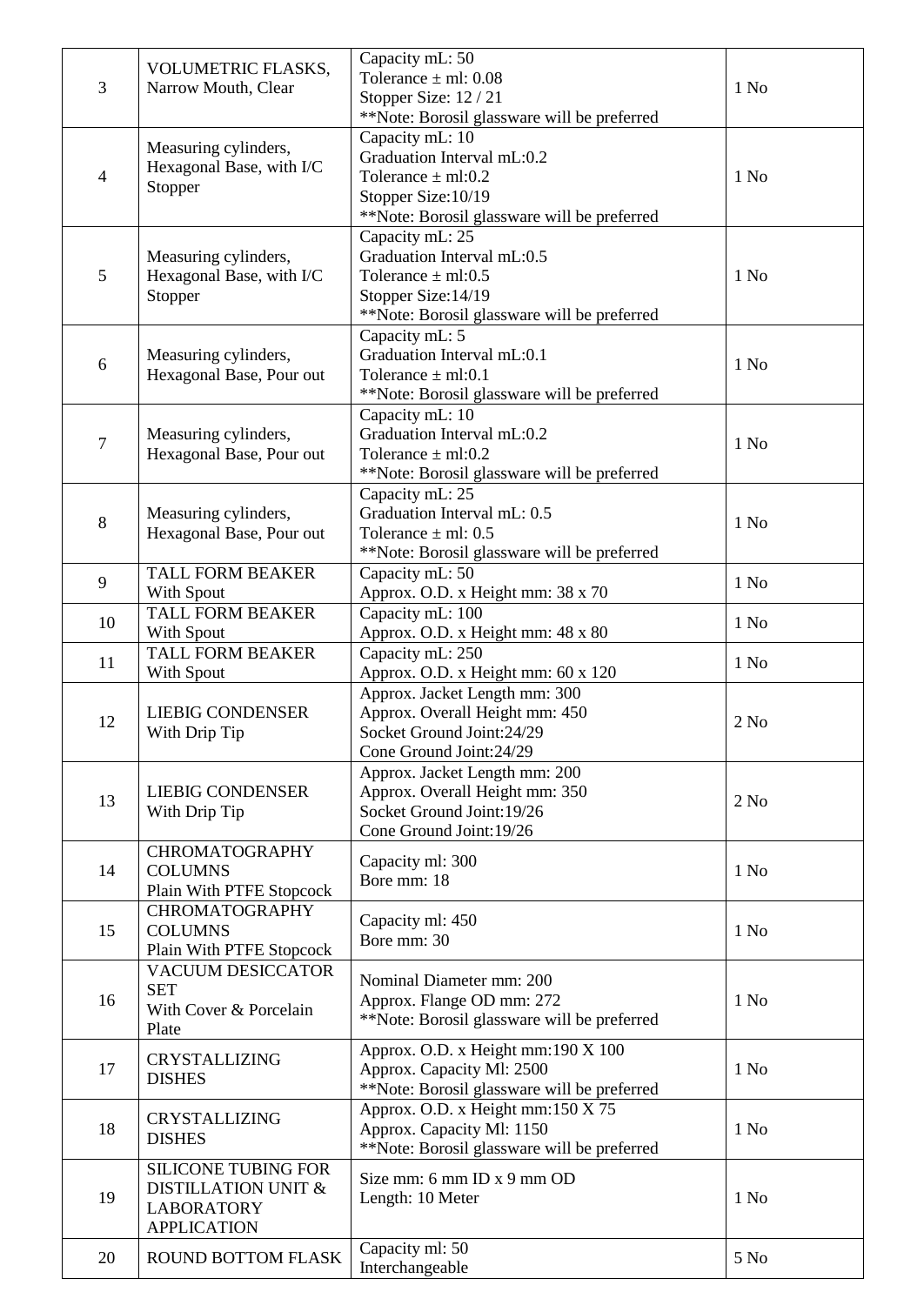| | | | |
|---|---|---|---|
| 3 | VOLUMETRIC FLASKS, Narrow Mouth, Clear | Capacity mL: 50<br>Tolerance ± ml: 0.08<br>Stopper Size: 12 / 21<br>**Note: Borosil glassware will be preferred | 1 No |
| 4 | Measuring cylinders, Hexagonal Base, with I/C Stopper | Capacity mL: 10<br>Graduation Interval mL:0.2<br>Tolerance ± ml:0.2<br>Stopper Size:10/19<br>**Note: Borosil glassware will be preferred | 1 No |
| 5 | Measuring cylinders, Hexagonal Base, with I/C Stopper | Capacity mL: 25<br>Graduation Interval mL:0.5<br>Tolerance ± ml:0.5<br>Stopper Size:14/19<br>**Note: Borosil glassware will be preferred | 1 No |
| 6 | Measuring cylinders, Hexagonal Base, Pour out | Capacity mL: 5<br>Graduation Interval mL:0.1<br>Tolerance ± ml:0.1<br>**Note: Borosil glassware will be preferred | 1 No |
| 7 | Measuring cylinders, Hexagonal Base, Pour out | Capacity mL: 10<br>Graduation Interval mL:0.2<br>Tolerance ± ml:0.2<br>**Note: Borosil glassware will be preferred | 1 No |
| 8 | Measuring cylinders, Hexagonal Base, Pour out | Capacity mL: 25<br>Graduation Interval mL: 0.5<br>Tolerance ± ml: 0.5<br>**Note: Borosil glassware will be preferred | 1 No |
| 9 | TALL FORM BEAKER With Spout | Capacity mL: 50<br>Approx. O.D. x Height mm: 38 x 70 | 1 No |
| 10 | TALL FORM BEAKER With Spout | Capacity mL: 100<br>Approx. O.D. x Height mm: 48 x 80 | 1 No |
| 11 | TALL FORM BEAKER With Spout | Capacity mL: 250<br>Approx. O.D. x Height mm: 60 x 120 | 1 No |
| 12 | LIEBIG CONDENSER With Drip Tip | Approx. Jacket Length mm: 300<br>Approx. Overall Height mm: 450<br>Socket Ground Joint:24/29<br>Cone Ground Joint:24/29 | 2 No |
| 13 | LIEBIG CONDENSER With Drip Tip | Approx. Jacket Length mm: 200<br>Approx. Overall Height mm: 350<br>Socket Ground Joint:19/26<br>Cone Ground Joint:19/26 | 2 No |
| 14 | CHROMATOGRAPHY COLUMNS Plain With PTFE Stopcock | Capacity ml: 300<br>Bore mm: 18 | 1 No |
| 15 | CHROMATOGRAPHY COLUMNS Plain With PTFE Stopcock | Capacity ml: 450<br>Bore mm: 30 | 1 No |
| 16 | VACUUM DESICCATOR SET With Cover & Porcelain Plate | Nominal Diameter mm: 200<br>Approx. Flange OD mm: 272<br>**Note: Borosil glassware will be preferred | 1 No |
| 17 | CRYSTALLIZING DISHES | Approx. O.D. x Height mm:190 X 100<br>Approx. Capacity Ml: 2500<br>**Note: Borosil glassware will be preferred | 1 No |
| 18 | CRYSTALLIZING DISHES | Approx. O.D. x Height mm:150 X 75<br>Approx. Capacity Ml: 1150<br>**Note: Borosil glassware will be preferred | 1 No |
| 19 | SILICONE TUBING FOR DISTILLATION UNIT & LABORATORY APPLICATION | Size mm: 6 mm ID x 9 mm OD<br>Length: 10 Meter | 1 No |
| 20 | ROUND BOTTOM FLASK | Capacity ml: 50<br>Interchangeable | 5 No |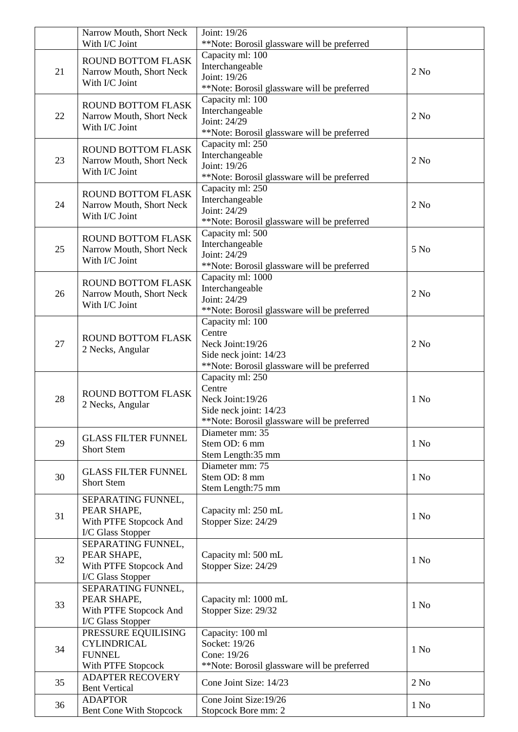|  |  |  |  |
|---|---|---|---|
|  | Narrow Mouth, Short Neck With I/C Joint | Joint: 19/26<br>**Note: Borosil glassware will be preferred |  |
| 21 | ROUND BOTTOM FLASK Narrow Mouth, Short Neck With I/C Joint | Capacity ml: 100<br>Interchangeable<br>Joint: 19/26<br>**Note: Borosil glassware will be preferred | 2 No |
| 22 | ROUND BOTTOM FLASK Narrow Mouth, Short Neck With I/C Joint | Capacity ml: 100<br>Interchangeable<br>Joint: 24/29<br>**Note: Borosil glassware will be preferred | 2 No |
| 23 | ROUND BOTTOM FLASK Narrow Mouth, Short Neck With I/C Joint | Capacity ml: 250<br>Interchangeable<br>Joint: 19/26<br>**Note: Borosil glassware will be preferred | 2 No |
| 24 | ROUND BOTTOM FLASK Narrow Mouth, Short Neck With I/C Joint | Capacity ml: 250<br>Interchangeable<br>Joint: 24/29<br>**Note: Borosil glassware will be preferred | 2 No |
| 25 | ROUND BOTTOM FLASK Narrow Mouth, Short Neck With I/C Joint | Capacity ml: 500<br>Interchangeable<br>Joint: 24/29<br>**Note: Borosil glassware will be preferred | 5 No |
| 26 | ROUND BOTTOM FLASK Narrow Mouth, Short Neck With I/C Joint | Capacity ml: 1000<br>Interchangeable<br>Joint: 24/29<br>**Note: Borosil glassware will be preferred | 2 No |
| 27 | ROUND BOTTOM FLASK 2 Necks, Angular | Capacity ml: 100<br>Centre<br>Neck Joint:19/26<br>Side neck joint: 14/23<br>**Note: Borosil glassware will be preferred | 2 No |
| 28 | ROUND BOTTOM FLASK 2 Necks, Angular | Capacity ml: 250<br>Centre<br>Neck Joint:19/26<br>Side neck joint: 14/23<br>**Note: Borosil glassware will be preferred | 1 No |
| 29 | GLASS FILTER FUNNEL Short Stem | Diameter mm: 35<br>Stem OD: 6 mm<br>Stem Length:35 mm | 1 No |
| 30 | GLASS FILTER FUNNEL Short Stem | Diameter mm: 75<br>Stem OD: 8 mm<br>Stem Length:75 mm | 1 No |
| 31 | SEPARATING FUNNEL, PEAR SHAPE, With PTFE Stopcock And I/C Glass Stopper | Capacity ml: 250 mL<br>Stopper Size: 24/29 | 1 No |
| 32 | SEPARATING FUNNEL, PEAR SHAPE, With PTFE Stopcock And I/C Glass Stopper | Capacity ml: 500 mL<br>Stopper Size: 24/29 | 1 No |
| 33 | SEPARATING FUNNEL, PEAR SHAPE, With PTFE Stopcock And I/C Glass Stopper | Capacity ml: 1000 mL<br>Stopper Size: 29/32 | 1 No |
| 34 | PRESSURE EQUILISING CYLINDRICAL FUNNEL With PTFE Stopcock | Capacity: 100 ml<br>Socket: 19/26<br>Cone: 19/26<br>**Note: Borosil glassware will be preferred | 1 No |
| 35 | ADAPTER RECOVERY Bent Vertical | Cone Joint Size: 14/23 | 2 No |
| 36 | ADAPTOR Bent Cone With Stopcock | Cone Joint Size:19/26<br>Stopcock Bore mm: 2 | 1 No |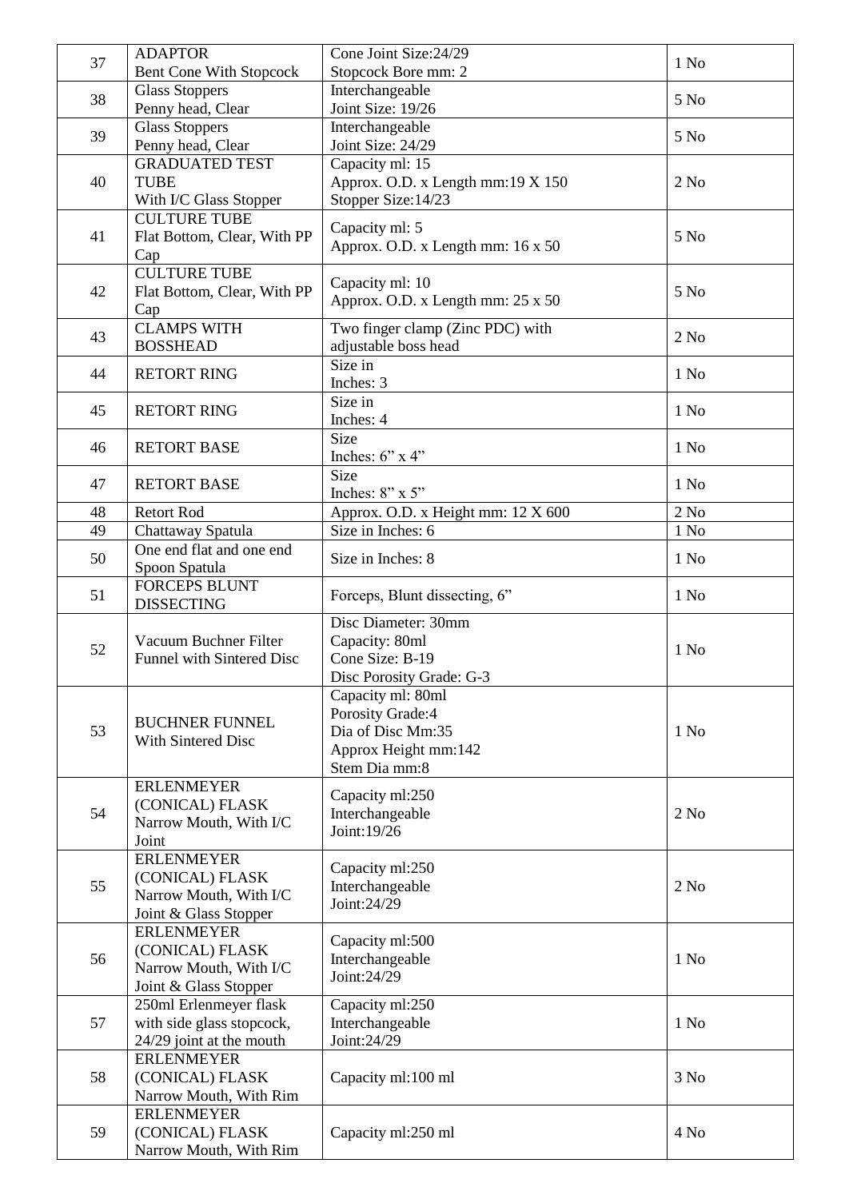| 37 | ADAPTOR Bent Cone With Stopcock | Cone Joint Size:24/29 Stopcock Bore mm: 2 | 1 No |
|---|---|---|---|
| 38 | Glass Stoppers Penny head, Clear | Interchangeable Joint Size: 19/26 | 5 No |
| 39 | Glass Stoppers Penny head, Clear | Interchangeable Joint Size: 24/29 | 5 No |
| 40 | GRADUATED TEST TUBE With I/C Glass Stopper | Capacity ml: 15 Approx. O.D. x Length mm:19 X 150 Stopper Size:14/23 | 2 No |
| 41 | CULTURE TUBE Flat Bottom, Clear, With PP Cap | Capacity ml: 5 Approx. O.D. x Length mm: 16 x 50 | 5 No |
| 42 | CULTURE TUBE Flat Bottom, Clear, With PP Cap | Capacity ml: 10 Approx. O.D. x Length mm: 25 x 50 | 5 No |
| 43 | CLAMPS WITH BOSSHEAD | Two finger clamp (Zinc PDC) with adjustable boss head | 2 No |
| 44 | RETORT RING | Size in Inches: 3 | 1 No |
| 45 | RETORT RING | Size in Inches: 4 | 1 No |
| 46 | RETORT BASE | Size Inches: 6" x 4" | 1 No |
| 47 | RETORT BASE | Size Inches: 8" x 5" | 1 No |
| 48 | Retort Rod | Approx. O.D. x Height mm: 12 X 600 | 2 No |
| 49 | Chattaway Spatula | Size in Inches: 6 | 1 No |
| 50 | One end flat and one end Spoon Spatula | Size in Inches: 8 | 1 No |
| 51 | FORCEPS BLUNT DISSECTING | Forceps, Blunt dissecting, 6" | 1 No |
| 52 | Vacuum Buchner Filter Funnel with Sintered Disc | Disc Diameter: 30mm Capacity: 80ml Cone Size: B-19 Disc Porosity Grade: G-3 | 1 No |
| 53 | BUCHNER FUNNEL With Sintered Disc | Capacity ml: 80ml Porosity Grade:4 Dia of Disc Mm:35 Approx Height mm:142 Stem Dia mm:8 | 1 No |
| 54 | ERLENMEYER (CONICAL) FLASK Narrow Mouth, With I/C Joint | Capacity ml:250 Interchangeable Joint:19/26 | 2 No |
| 55 | ERLENMEYER (CONICAL) FLASK Narrow Mouth, With I/C Joint & Glass Stopper | Capacity ml:250 Interchangeable Joint:24/29 | 2 No |
| 56 | ERLENMEYER (CONICAL) FLASK Narrow Mouth, With I/C Joint & Glass Stopper | Capacity ml:500 Interchangeable Joint:24/29 | 1 No |
| 57 | 250ml Erlenmeyer flask with side glass stopcock, 24/29 joint at the mouth | Capacity ml:250 Interchangeable Joint:24/29 | 1 No |
| 58 | ERLENMEYER (CONICAL) FLASK Narrow Mouth, With Rim | Capacity ml:100 ml | 3 No |
| 59 | ERLENMEYER (CONICAL) FLASK Narrow Mouth, With Rim | Capacity ml:250 ml | 4 No |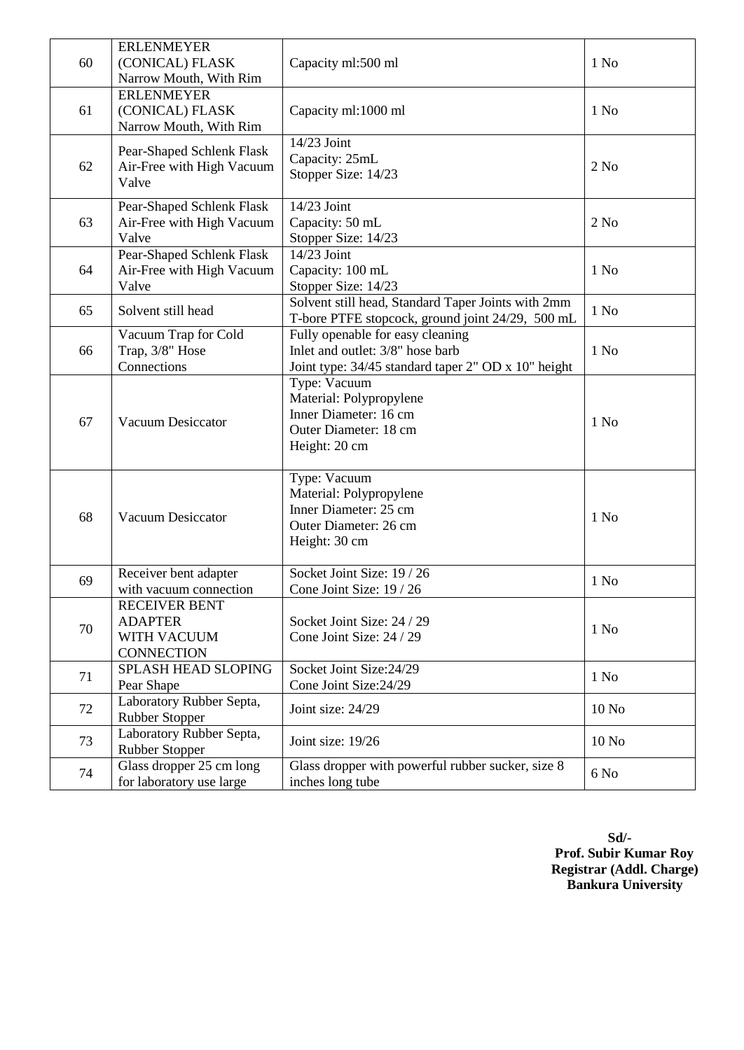| 60 | ERLENMEYER (CONICAL) FLASK Narrow Mouth, With Rim | Capacity ml:500 ml | 1 No |
|---|---|---|---|
| 61 | ERLENMEYER (CONICAL) FLASK Narrow Mouth, With Rim | Capacity ml:1000 ml | 1 No |
| 62 | Pear-Shaped Schlenk Flask Air-Free with High Vacuum Valve | 14/23 Joint<br>Capacity: 25mL<br>Stopper Size: 14/23 | 2 No |
| 63 | Pear-Shaped Schlenk Flask Air-Free with High Vacuum Valve | 14/23 Joint<br>Capacity: 50 mL<br>Stopper Size: 14/23 | 2 No |
| 64 | Pear-Shaped Schlenk Flask Air-Free with High Vacuum Valve | 14/23 Joint<br>Capacity: 100 mL<br>Stopper Size: 14/23 | 1 No |
| 65 | Solvent still head | Solvent still head, Standard Taper Joints with 2mm T-bore PTFE stopcock, ground joint 24/29, 500 mL | 1 No |
| 66 | Vacuum Trap for Cold Trap, 3/8" Hose Connections | Fully openable for easy cleaning<br>Inlet and outlet: 3/8" hose barb<br>Joint type: 34/45 standard taper 2" OD x 10" height | 1 No |
| 67 | Vacuum Desiccator | Type: Vacuum<br>Material: Polypropylene<br>Inner Diameter: 16 cm<br>Outer Diameter: 18 cm<br>Height: 20 cm | 1 No |
| 68 | Vacuum Desiccator | Type: Vacuum<br>Material: Polypropylene<br>Inner Diameter: 25 cm<br>Outer Diameter: 26 cm<br>Height: 30 cm | 1 No |
| 69 | Receiver bent adapter with vacuum connection | Socket Joint Size: 19 / 26<br>Cone Joint Size: 19 / 26 | 1 No |
| 70 | RECEIVER BENT ADAPTER WITH VACUUM CONNECTION | Socket Joint Size: 24 / 29<br>Cone Joint Size: 24 / 29 | 1 No |
| 71 | SPLASH HEAD SLOPING Pear Shape | Socket Joint Size:24/29<br>Cone Joint Size:24/29 | 1 No |
| 72 | Laboratory Rubber Septa, Rubber Stopper | Joint size: 24/29 | 10 No |
| 73 | Laboratory Rubber Septa, Rubber Stopper | Joint size: 19/26 | 10 No |
| 74 | Glass dropper 25 cm long for laboratory use large | Glass dropper with powerful rubber sucker, size 8 inches long tube | 6 No |

**Sd/-**
**Prof. Subir Kumar Roy**
**Registrar (Addl. Charge)**
**Bankura University**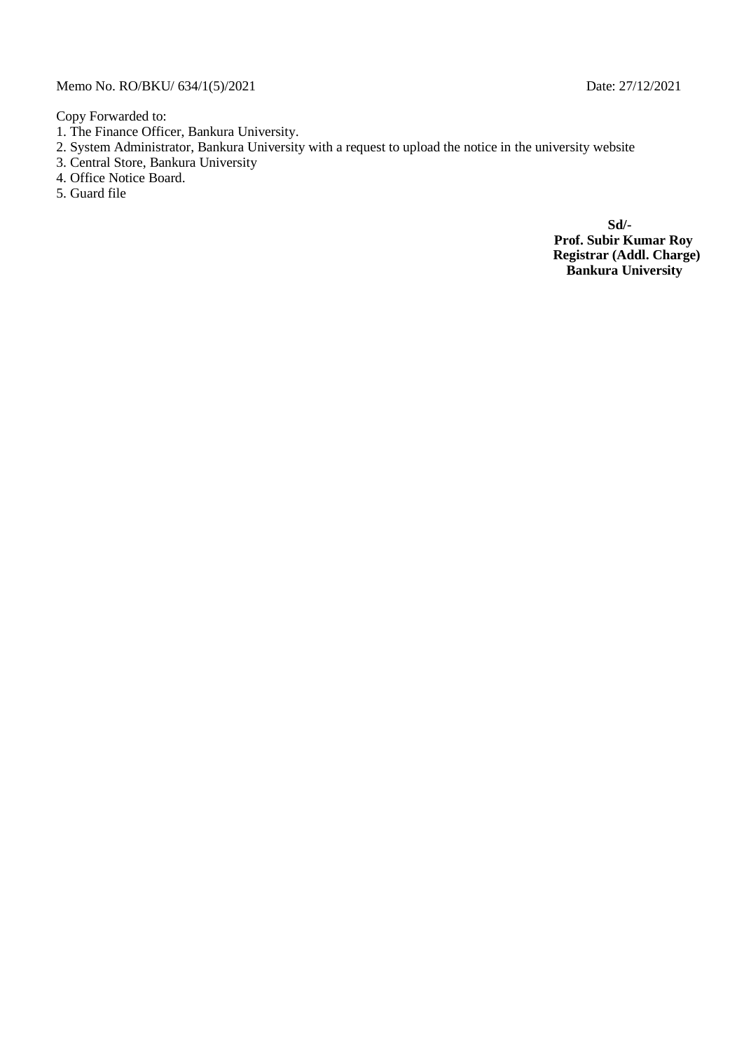Memo No. RO/BKU/ 634/1(5)/2021 Date: 27/12/2021

Copy Forwarded to:

1. The Finance Officer, Bankura University.
2. System Administrator, Bankura University with a request to upload the notice in the university website
3. Central Store, Bankura University
4. Office Notice Board.
5. Guard file

**Sd/-**
**Prof. Subir Kumar Roy**
**Registrar (Addl. Charge)**
**Bankura University**